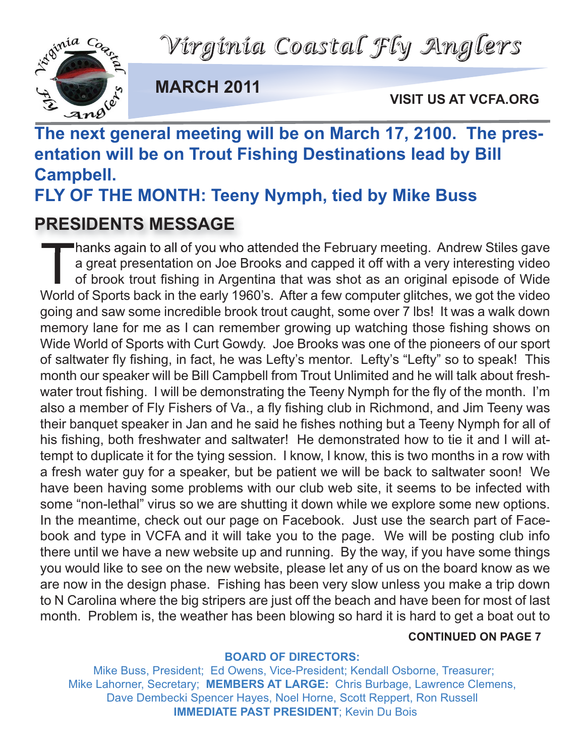# Virginia Coastal Fly Anglers

**MARCH 2011**

**VISIT US AT VCFA.ORG**

## The next general meeting will be on March 17, 2100. The presentation will be on Trout Fishing Destinations lead by Bill Campbell.

## FLY OF THE MONTH: Teeny Nymph, tied by Mike Buss

## PRESIDENTS MESSAGE

Thanks again to all of you who attended the February meeting. Andrew Stiles gave a great presentation on Joe Brooks and capped it off with a very interesting video of brook trout fishing in Argentina that was shot as an original episode of Wide World of Sports back in the early 1960's. After a few computer glitches, we got the video going and saw some incredible brook trout caught, some over 7 lbs! It was a walk down memory lane for me as I can remember growing up watching those fishing shows on Wide World of Sports with Curt Gowdy. Joe Brooks was one of the pioneers of our sport of saltwater fly fishing, in fact, he was Lefty's mentor. Lefty's "Lefty" so to speak! This month our speaker will be Bill Campbell from Trout Unlimited and he will talk about freshwater trout fishing. I will be demonstrating the Teeny Nymph for the fly of the month. I'm also a member of Fly Fishers of Va., a fly fishing club in Richmond, and Jim Teeny was their banquet speaker in Jan and he said he fishes nothing but a Teeny Nymph for all of his fishing, both freshwater and saltwater! He demonstrated how to tie it and I will attempt to duplicate it for the tying session. I know, I know, this is two months in a row with a fresh water guy for a speaker, but be patient we will be back to saltwater soon! We have been having some problems with our club web site, it seems to be infected with some "non-lethal" virus so we are shutting it down while we explore some new options. In the meantime, check out our page on Facebook. Just use the search part of Facebook and type in VCFA and it will take you to the page. We will be posting club info there until we have a new website up and running. By the way, if you have some things you would like to see on the new website, please let any of us on the board know as we are now in the design phase. Fishing has been very slow unless you make a trip down to N Carolina where the big stripers are just off the beach and have been for most of last month. Problem is, the weather has been blowing so hard it is hard to get a boat out to

**CONTINUED ON PAGE 7**

**BOARD OF DIRECTORS:**

Mike Buss, President; Ed Owens, Vice-President; Kendall Osborne, Treasurer; Mike Lahorner, Secretary; **MEMBERS AT LARGE:** Chris Burbage, Lawrence Clemens, Dave Dembecki Spencer Hayes, Noel Horne, Scott Reppert, Ron Russell **IMMEDIATE PAST PRESIDENT**; Kevin Du Bois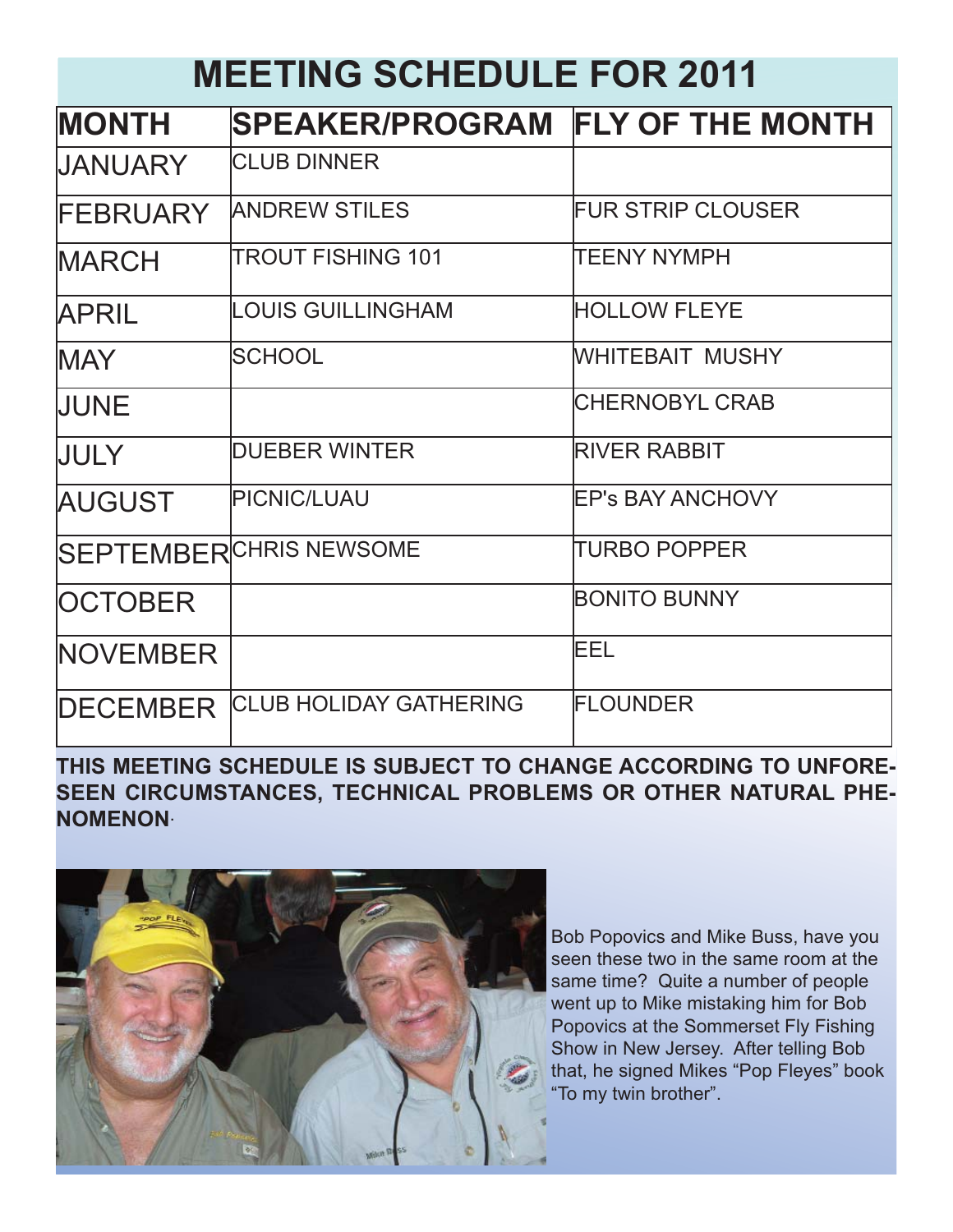# MEETING SCHEDULE FOR 2011

| MONTH | SPEAKER/PROGRAM | FLY OF THE MONTH |
|---|---|---|
| JANUARY | CLUB DINNER | |
| FEBRUARY | ANDREW STILES | FUR STRIP CLOUSER |
| MARCH | TROUT FISHING 101 | TEENY NYMPH |
| APRIL | LOUIS GUILLINGHAM | HOLLOW FLEYE |
| MAY | SCHOOL | WHITEBAIT MUSHY |
| JUNE | | CHERNOBYL CRAB |
| JULY | DUEBER WINTER | RIVER RABBIT |
| AUGUST | PICNIC/LUAU | EP's BAY ANCHOVY |
| SEPTEMBER | CHRIS NEWSOME | TURBO POPPER |
| OCTOBER | | BONITO BUNNY |
| NOVEMBER | | EEL |
| DECEMBER | CLUB HOLIDAY GATHERING | FLOUNDER |

**THIS MEETING SCHEDULE IS SUBJECT TO CHANGE ACCORDING TO UNFORESEEN CIRCUMSTANCES, TECHNICAL PROBLEMS OR OTHER NATURAL PHENOMENON**.

Bob Popovics and Mike Buss, have you seen these two in the same room at the same time? Quite a number of people went up to Mike mistaking him for Bob Popovics at the Sommerset Fly Fishing Show in New Jersey. After telling Bob that, he signed Mikes "Pop Fleyes" book "To my twin brother".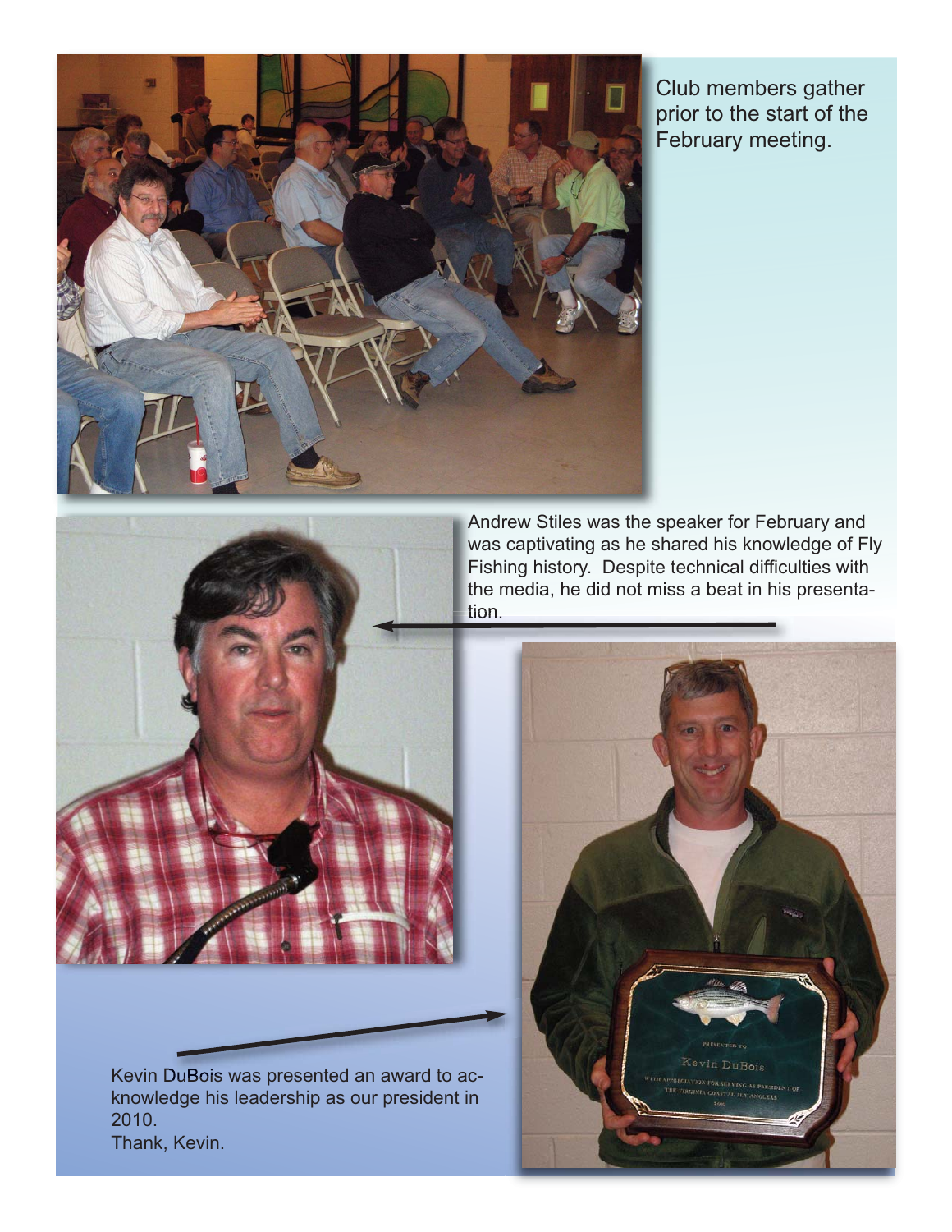Club members gather prior to the start of the February meeting.

Andrew Stiles was the speaker for February and was captivating as he shared his knowledge of Fly Fishing history. Despite technical difficulties with the media, he did not miss a beat in his presentation.

Kevin DuBois was presented an award to acknowledge his leadership as our president in 2010.
Thank, Kevin.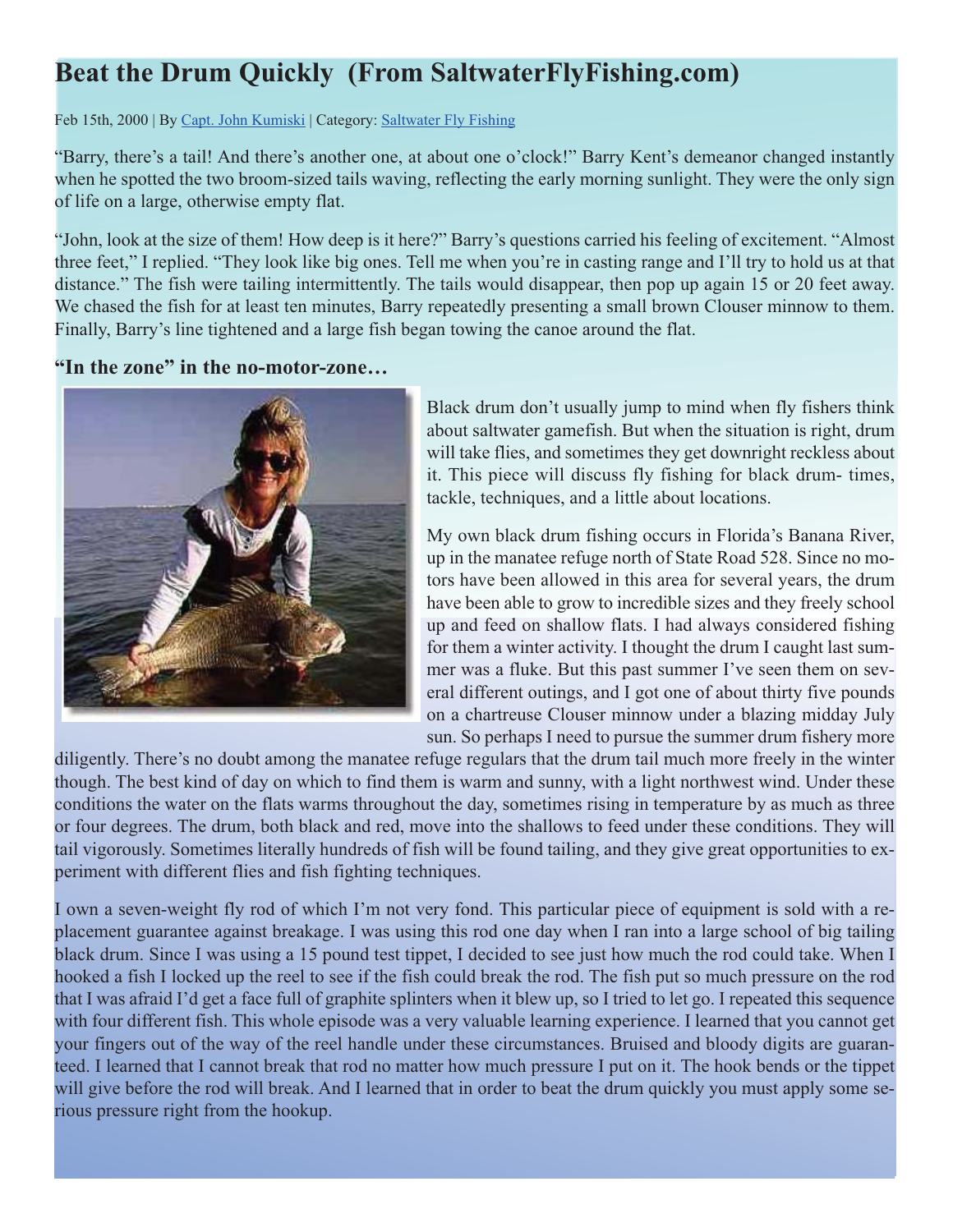# Beat the Drum Quickly (From SaltwaterFlyFishing.com)

Feb 15th, 2000 | By Capt. John Kumiski | Category: Saltwater Fly Fishing

"Barry, there's a tail! And there's another one, at about one o'clock!" Barry Kent's demeanor changed instantly when he spotted the two broom-sized tails waving, reflecting the early morning sunlight. They were the only sign of life on a large, otherwise empty flat.

"John, look at the size of them! How deep is it here?" Barry's questions carried his feeling of excitement. "Almost three feet," I replied. "They look like big ones. Tell me when you're in casting range and I'll try to hold us at that distance." The fish were tailing intermittently. The tails would disappear, then pop up again 15 or 20 feet away. We chased the fish for at least ten minutes, Barry repeatedly presenting a small brown Clouser minnow to them. Finally, Barry's line tightened and a large fish began towing the canoe around the flat.

### "In the zone" in the no-motor-zone…

Black drum don't usually jump to mind when fly fishers think about saltwater gamefish. But when the situation is right, drum will take flies, and sometimes they get downright reckless about it. This piece will discuss fly fishing for black drum- times, tackle, techniques, and a little about locations.

My own black drum fishing occurs in Florida's Banana River, up in the manatee refuge north of State Road 528. Since no motors have been allowed in this area for several years, the drum have been able to grow to incredible sizes and they freely school up and feed on shallow flats. I had always considered fishing for them a winter activity. I thought the drum I caught last summer was a fluke. But this past summer I've seen them on several different outings, and I got one of about thirty five pounds on a chartreuse Clouser minnow under a blazing midday July sun. So perhaps I need to pursue the summer drum fishery more diligently. There's no doubt among the manatee refuge regulars that the drum tail much more freely in the winter though. The best kind of day on which to find them is warm and sunny, with a light northwest wind. Under these conditions the water on the flats warms throughout the day, sometimes rising in temperature by as much as three or four degrees. The drum, both black and red, move into the shallows to feed under these conditions. They will tail vigorously. Sometimes literally hundreds of fish will be found tailing, and they give great opportunities to experiment with different flies and fish fighting techniques.

I own a seven-weight fly rod of which I'm not very fond. This particular piece of equipment is sold with a replacement guarantee against breakage. I was using this rod one day when I ran into a large school of big tailing black drum. Since I was using a 15 pound test tippet, I decided to see just how much the rod could take. When I hooked a fish I locked up the reel to see if the fish could break the rod. The fish put so much pressure on the rod that I was afraid I'd get a face full of graphite splinters when it blew up, so I tried to let go. I repeated this sequence with four different fish. This whole episode was a very valuable learning experience. I learned that you cannot get your fingers out of the way of the reel handle under these circumstances. Bruised and bloody digits are guaranteed. I learned that I cannot break that rod no matter how much pressure I put on it. The hook bends or the tippet will give before the rod will break. And I learned that in order to beat the drum quickly you must apply some serious pressure right from the hookup.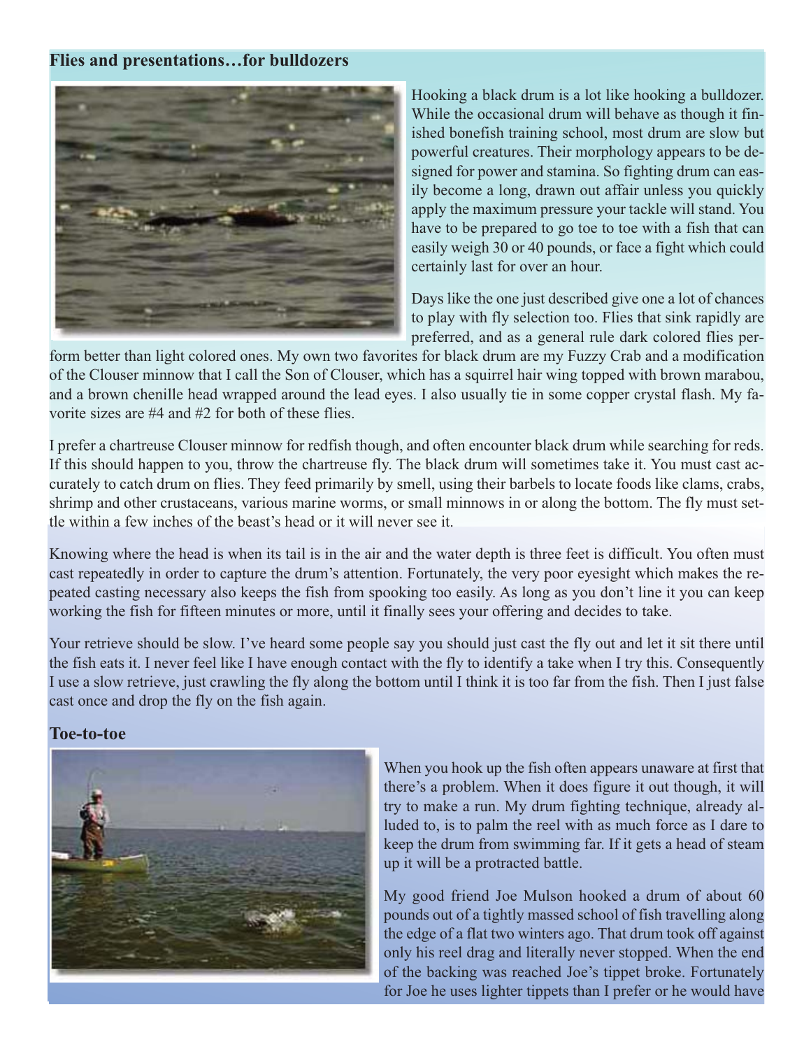### Flies and presentations…for bulldozers

Hooking a black drum is a lot like hooking a bulldozer. While the occasional drum will behave as though it finished bonefish training school, most drum are slow but powerful creatures. Their morphology appears to be designed for power and stamina. So fighting drum can easily become a long, drawn out affair unless you quickly apply the maximum pressure your tackle will stand. You have to be prepared to go toe to toe with a fish that can easily weigh 30 or 40 pounds, or face a fight which could certainly last for over an hour.

Days like the one just described give one a lot of chances to play with fly selection too. Flies that sink rapidly are preferred, and as a general rule dark colored flies perform better than light colored ones. My own two favorites for black drum are my Fuzzy Crab and a modification of the Clouser minnow that I call the Son of Clouser, which has a squirrel hair wing topped with brown marabou, and a brown chenille head wrapped around the lead eyes. I also usually tie in some copper crystal flash. My favorite sizes are #4 and #2 for both of these flies.

I prefer a chartreuse Clouser minnow for redfish though, and often encounter black drum while searching for reds. If this should happen to you, throw the chartreuse fly. The black drum will sometimes take it. You must cast accurately to catch drum on flies. They feed primarily by smell, using their barbels to locate foods like clams, crabs, shrimp and other crustaceans, various marine worms, or small minnows in or along the bottom. The fly must settle within a few inches of the beast's head or it will never see it.

Knowing where the head is when its tail is in the air and the water depth is three feet is difficult. You often must cast repeatedly in order to capture the drum's attention. Fortunately, the very poor eyesight which makes the repeated casting necessary also keeps the fish from spooking too easily. As long as you don't line it you can keep working the fish for fifteen minutes or more, until it finally sees your offering and decides to take.

Your retrieve should be slow. I've heard some people say you should just cast the fly out and let it sit there until the fish eats it. I never feel like I have enough contact with the fly to identify a take when I try this. Consequently I use a slow retrieve, just crawling the fly along the bottom until I think it is too far from the fish. Then I just false cast once and drop the fly on the fish again.

### Toe-to-toe

When you hook up the fish often appears unaware at first that there's a problem. When it does figure it out though, it will try to make a run. My drum fighting technique, already alluded to, is to palm the reel with as much force as I dare to keep the drum from swimming far. If it gets a head of steam up it will be a protracted battle.

My good friend Joe Mulson hooked a drum of about 60 pounds out of a tightly massed school of fish travelling along the edge of a flat two winters ago. That drum took off against only his reel drag and literally never stopped. When the end of the backing was reached Joe's tippet broke. Fortunately for Joe he uses lighter tippets than I prefer or he would have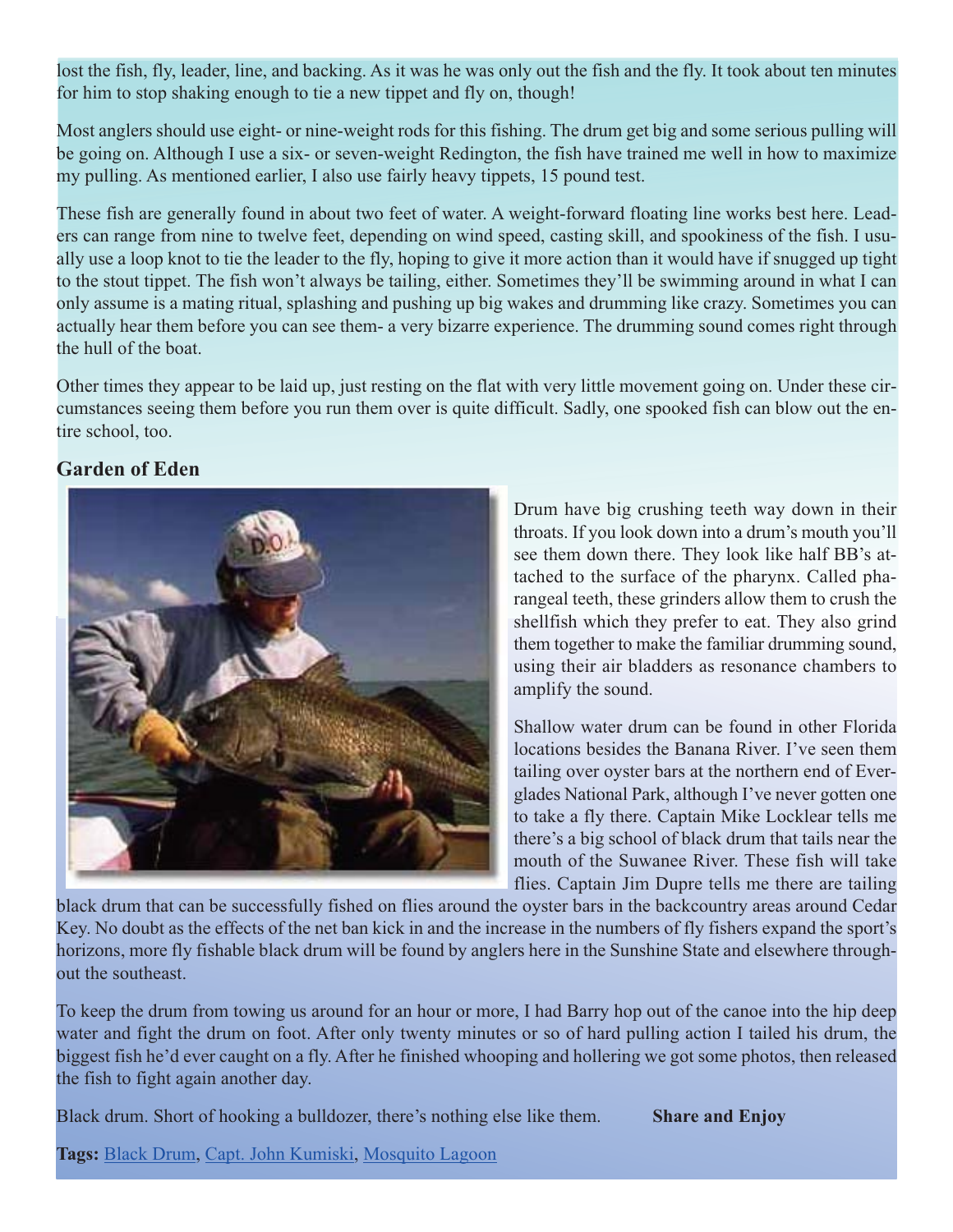lost the fish, fly, leader, line, and backing. As it was he was only out the fish and the fly. It took about ten minutes for him to stop shaking enough to tie a new tippet and fly on, though!

Most anglers should use eight- or nine-weight rods for this fishing. The drum get big and some serious pulling will be going on. Although I use a six- or seven-weight Redington, the fish have trained me well in how to maximize my pulling. As mentioned earlier, I also use fairly heavy tippets, 15 pound test.

These fish are generally found in about two feet of water. A weight-forward floating line works best here. Leaders can range from nine to twelve feet, depending on wind speed, casting skill, and spookiness of the fish. I usually use a loop knot to tie the leader to the fly, hoping to give it more action than it would have if snugged up tight to the stout tippet. The fish won't always be tailing, either. Sometimes they'll be swimming around in what I can only assume is a mating ritual, splashing and pushing up big wakes and drumming like crazy. Sometimes you can actually hear them before you can see them- a very bizarre experience. The drumming sound comes right through the hull of the boat.

Other times they appear to be laid up, just resting on the flat with very little movement going on. Under these circumstances seeing them before you run them over is quite difficult. Sadly, one spooked fish can blow out the entire school, too.

**Garden of Eden**

Drum have big crushing teeth way down in their throats. If you look down into a drum's mouth you'll see them down there. They look like half BB's attached to the surface of the pharynx. Called pharangeal teeth, these grinders allow them to crush the shellfish which they prefer to eat. They also grind them together to make the familiar drumming sound, using their air bladders as resonance chambers to amplify the sound.

Shallow water drum can be found in other Florida locations besides the Banana River. I've seen them tailing over oyster bars at the northern end of Everglades National Park, although I've never gotten one to take a fly there. Captain Mike Locklear tells me there's a big school of black drum that tails near the mouth of the Suwanee River. These fish will take flies. Captain Jim Dupre tells me there are tailing black drum that can be successfully fished on flies around the oyster bars in the backcountry areas around Cedar Key. No doubt as the effects of the net ban kick in and the increase in the numbers of fly fishers expand the sport's horizons, more fly fishable black drum will be found by anglers here in the Sunshine State and elsewhere throughout the southeast.

To keep the drum from towing us around for an hour or more, I had Barry hop out of the canoe into the hip deep water and fight the drum on foot. After only twenty minutes or so of hard pulling action I tailed his drum, the biggest fish he'd ever caught on a fly. After he finished whooping and hollering we got some photos, then released the fish to fight again another day.

Black drum. Short of hooking a bulldozer, there's nothing else like them.

**Share and Enjoy**

**Tags:** Black Drum, Capt. John Kumiski, Mosquito Lagoon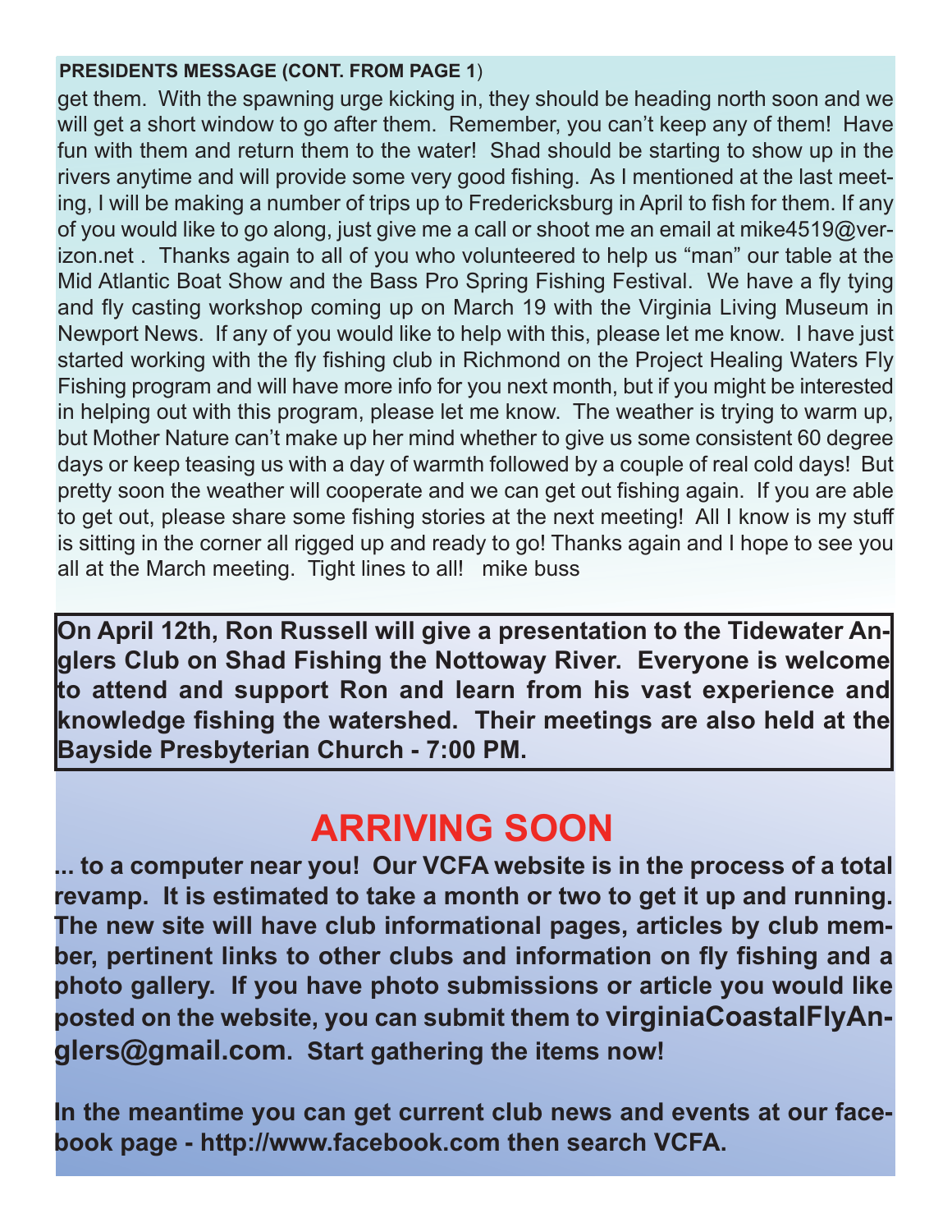**PRESIDENTS MESSAGE (CONT. FROM PAGE 1)**

get them. With the spawning urge kicking in, they should be heading north soon and we will get a short window to go after them. Remember, you can't keep any of them! Have fun with them and return them to the water! Shad should be starting to show up in the rivers anytime and will provide some very good fishing. As I mentioned at the last meeting, I will be making a number of trips up to Fredericksburg in April to fish for them. If any of you would like to go along, just give me a call or shoot me an email at mike4519@verizon.net . Thanks again to all of you who volunteered to help us "man" our table at the Mid Atlantic Boat Show and the Bass Pro Spring Fishing Festival. We have a fly tying and fly casting workshop coming up on March 19 with the Virginia Living Museum in Newport News. If any of you would like to help with this, please let me know. I have just started working with the fly fishing club in Richmond on the Project Healing Waters Fly Fishing program and will have more info for you next month, but if you might be interested in helping out with this program, please let me know. The weather is trying to warm up, but Mother Nature can't make up her mind whether to give us some consistent 60 degree days or keep teasing us with a day of warmth followed by a couple of real cold days! But pretty soon the weather will cooperate and we can get out fishing again. If you are able to get out, please share some fishing stories at the next meeting! All I know is my stuff is sitting in the corner all rigged up and ready to go! Thanks again and I hope to see you all at the March meeting. Tight lines to all! mike buss

**On April 12th, Ron Russell will give a presentation to the Tidewater Anglers Club on Shad Fishing the Nottoway River. Everyone is welcome to attend and support Ron and learn from his vast experience and knowledge fishing the watershed. Their meetings are also held at the Bayside Presbyterian Church - 7:00 PM.**

# ARRIVING SOON

**... to a computer near you! Our VCFA website is in the process of a total revamp. It is estimated to take a month or two to get it up and running. The new site will have club informational pages, articles by club member, pertinent links to other clubs and information on fly fishing and a photo gallery. If you have photo submissions or article you would like posted on the website, you can submit them to virginiaCoastalFlyAnglers@gmail.com. Start gathering the items now!**

**In the meantime you can get current club news and events at our facebook page - http://www.facebook.com then search VCFA.**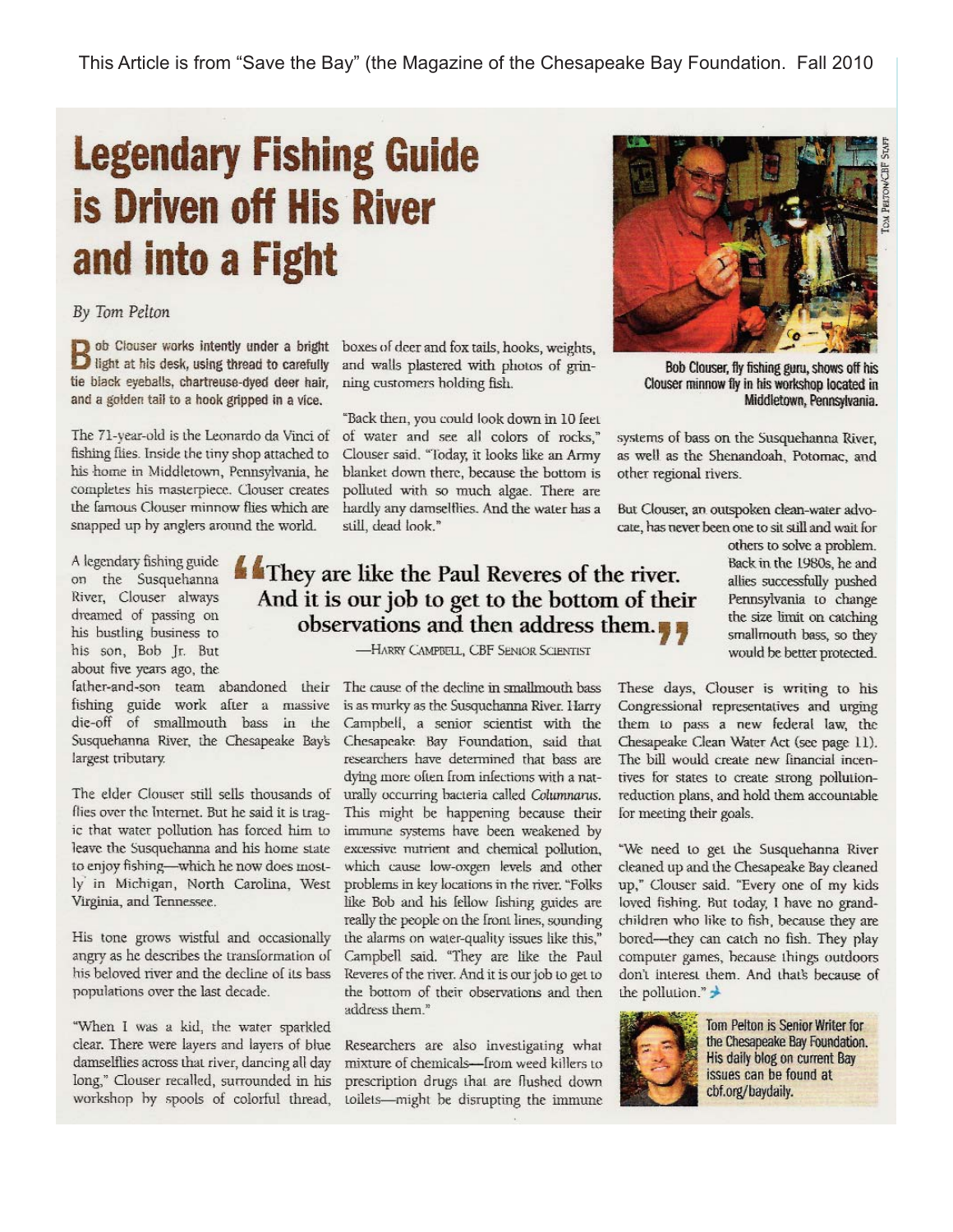This Article is from "Save the Bay" (the Magazine of the Chesapeake Bay Foundation. Fall 2010

# Legendary Fishing Guide is Driven off His River and into a Fight

*By Tom Pelton*

Bob Clouser works intently under a bright light at his desk, using thread to carefully tie black eyeballs, chartreuse-dyed deer hair, and a golden tail to a hook gripped in a vice.

The 71-year-old is the Leonardo da Vinci of fishing flies. Inside the tiny shop attached to his home in Middletown, Pennsylvania, he completes his masterpiece. Clouser creates the famous Clouser minnow flies which are snapped up by anglers around the world.

A legendary fishing guide on the Susquehanna River, Clouser always dreamed of passing on his bustling business to his son, Bob Jr. But about five years ago, the father-and-son team abandoned their fishing guide work after a massive die-off of smallmouth bass in the Susquehanna River, the Chesapeake Bay's largest tributary.

The elder Clouser still sells thousands of flies over the Internet. But he said it is tragic that water pollution has forced him to leave the Susquehanna and his home state to enjoy fishing—which he now does mostly in Michigan, North Carolina, West Virginia, and Tennessee.

His tone grows wistful and occasionally angry as he describes the transformation of his beloved river and the decline of its bass populations over the last decade.

"When I was a kid, the water sparkled clear. There were layers and layers of blue damselflies across that river, dancing all day long," Clouser recalled, surrounded in his workshop by spools of colorful thread, boxes of deer and fox tails, hooks, weights, and walls plastered with photos of grinning customers holding fish.

"Back then, you could look down in 10 feet of water and see all colors of rocks," Clouser said. "Today, it looks like an Army blanket down there, because the bottom is polluted with so much algae. There are hardly any damselflies. And the water has a still, dead look."

> "They are like the Paul Reveres of the river. And it is our job to get to the bottom of their observations and then address them."
>
> —Harry Campbell, CBF Senior Scientist

The cause of the decline in smallmouth bass is as murky as the Susquehanna River. Harry Campbell, a senior scientist with the Chesapeake Bay Foundation, said that researchers have determined that bass are dying more often from infections with a naturally occurring bacteria called *Columnarus*. This might be happening because their immune systems have been weakened by excessive nutrient and chemical pollution, which cause low-oxgen levels and other problems in key locations in the river. "Folks like Bob and his fellow fishing guides are really the people on the front lines, sounding the alarms on water-quality issues like this," Campbell said. "They are like the Paul Reveres of the river. And it is our job to get to the bottom of their observations and then address them."

Researchers are also investigating what mixture of chemicals—from weed killers to prescription drugs that are flushed down toilets—might be disrupting the immune systems of bass on the Susquehanna River, as well as the Shenandoah, Potomac, and other regional rivers.

But Clouser, an outspoken clean-water advocate, has never been one to sit still and wait for others to solve a problem. Back in the 1980s, he and allies successfully pushed Pennsylvania to change the size limit on catching smallmouth bass, so they would be better protected.

These days, Clouser is writing to his Congressional representatives and urging them to pass a new federal law, the Chesapeake Clean Water Act (see page 11). The bill would create new financial incentives for states to create strong pollution-reduction plans, and hold them accountable for meeting their goals.

"We need to get the Susquehanna River cleaned up and the Chesapeake Bay cleaned up," Clouser said. "Every one of my kids loved fishing. But today, I have no grandchildren who like to fish, because they are bored—they can catch no fish. They play computer games, because things outdoors don't interest them. And that's because of the pollution."

Bob Clouser, fly fishing guru, shows off his Clouser minnow fly in his workshop located in Middletown, Pennsylvania.

Tom Pelton/CBF Staff

Tom Pelton is Senior Writer for the Chesapeake Bay Foundation. His daily blog on current Bay issues can be found at cbf.org/baydaily.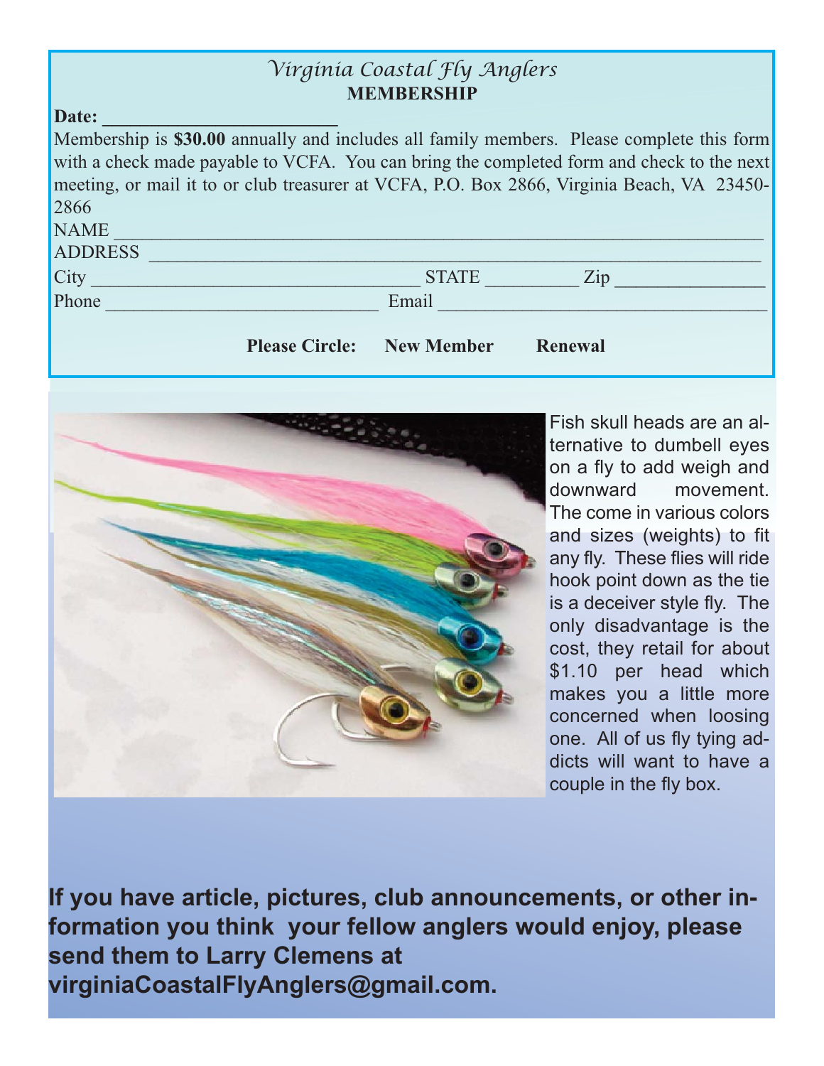*Virginia Coastal Fly Anglers*

**MEMBERSHIP**

**Date: ________________________**

Membership is **$30.00** annually and includes all family members. Please complete this form with a check made payable to VCFA. You can bring the completed form and check to the next meeting, or mail it to or club treasurer at VCFA, P.O. Box 2866, Virginia Beach, VA 23450-2866

NAME ______________________________________________________________________

ADDRESS ___________________________________________________________________

City _________________________________ STATE _________ Zip _______________

Phone ____________________________ Email ___________________________________

**Please Circle: New Member Renewal**

Fish skull heads are an alternative to dumbell eyes on a fly to add weigh and downward movement. The come in various colors and sizes (weights) to fit any fly. These flies will ride hook point down as the tie is a deceiver style fly. The only disadvantage is the cost, they retail for about $1.10 per head which makes you a little more concerned when loosing one. All of us fly tying addicts will want to have a couple in the fly box.

**If you have article, pictures, club announcements, or other information you think your fellow anglers would enjoy, please send them to Larry Clemens at virginiaCoastalFlyAnglers@gmail.com.**